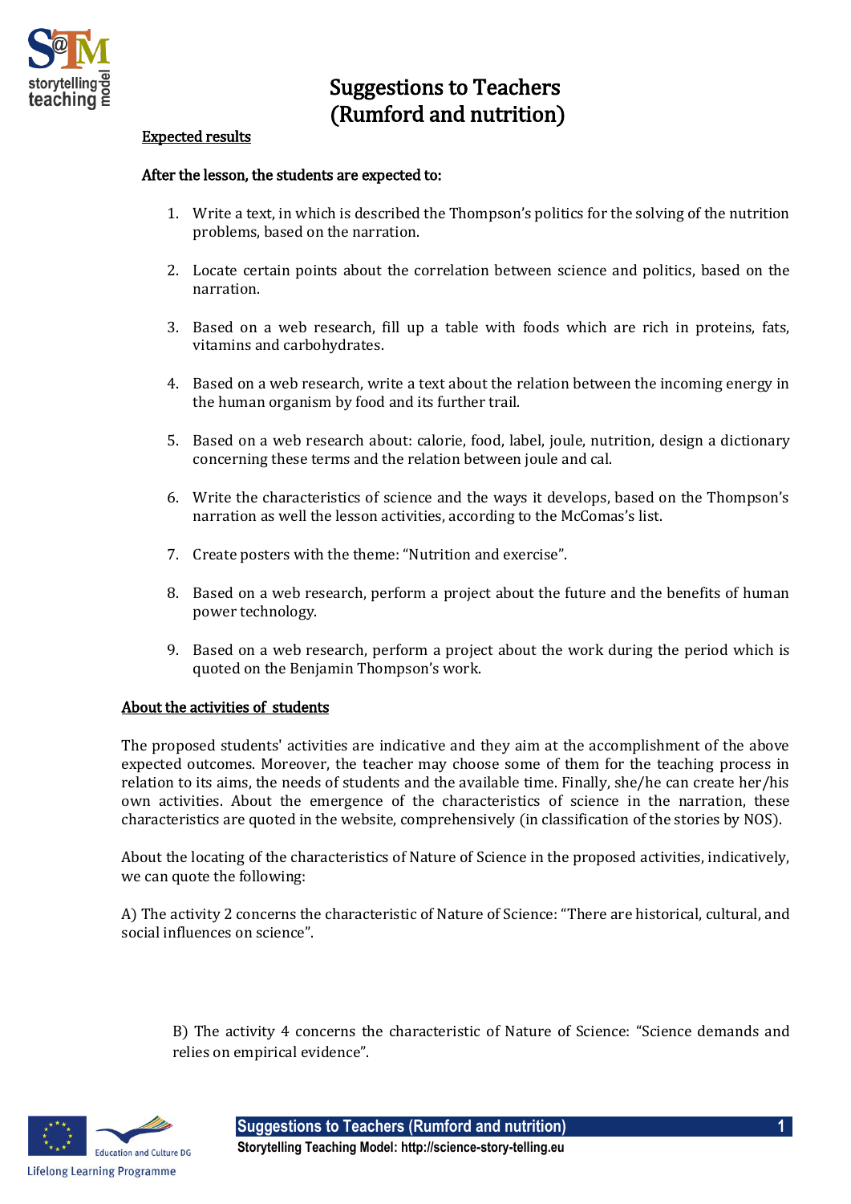# Suggestions to Teachers (Rumford and nutrition)

## Expected results

**After the lesson, the students are expected to:**

1. Write a text, in which is described the Thompson's politics for the solving of the nutrition problems, based on the narration.
2. Locate certain points about the correlation between science and politics, based on the narration.
3. Based on a web research, fill up a table with foods which are rich in proteins, fats, vitamins and carbohydrates.
4. Based on a web research, write a text about the relation between the incoming energy in the human organism by food and its further trail.
5. Based on a web research about: calorie, food, label, joule, nutrition, design a dictionary concerning these terms and the relation between joule and cal.
6. Write the characteristics of science and the ways it develops, based on the Thompson's narration as well the lesson activities, according to the McComas's list.
7. Create posters with the theme: "Nutrition and exercise".
8. Based on a web research, perform a project about the future and the benefits of human power technology.
9. Based on a web research, perform a project about the work during the period which is quoted on the Benjamin Thompson's work.

## About the activities of students

The proposed students' activities are indicative and they aim at the accomplishment of the above expected outcomes. Moreover, the teacher may choose some of them for the teaching process in relation to its aims, the needs of students and the available time. Finally, she/he can create her/his own activities. About the emergence of the characteristics of science in the narration, these characteristics are quoted in the website, comprehensively (in classification of the stories by NOS).

About the locating of the characteristics of Nature of Science in the proposed activities, indicatively, we can quote the following:

A) The activity 2 concerns the characteristic of Nature of Science: "There are historical, cultural, and social influences on science".

B) The activity 4 concerns the characteristic of Nature of Science: "Science demands and relies on empirical evidence".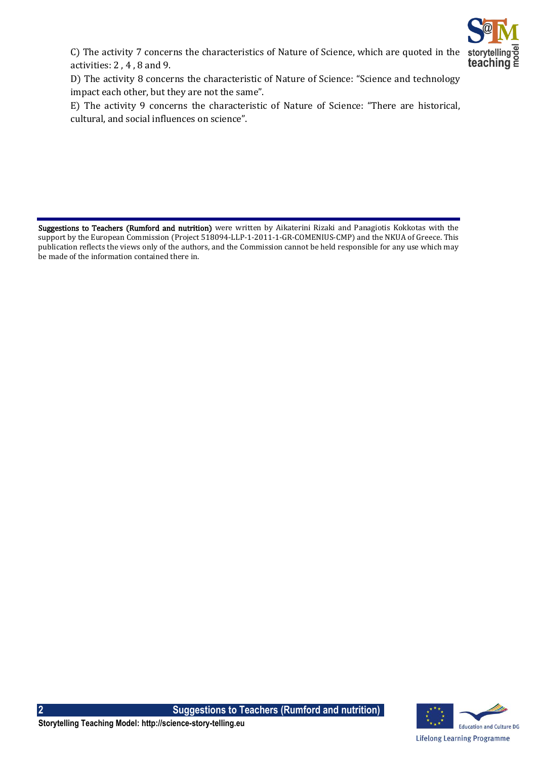C) The activity 7 concerns the characteristics of Nature of Science, which are quoted in the activities: 2 , 4 , 8 and 9.

D) The activity 8 concerns the characteristic of Nature of Science: “Science and technology impact each other, but they are not the same”.

E) The activity 9 concerns the characteristic of Nature of Science: “There are historical, cultural, and social influences on science”.

---

**Suggestions to Teachers (Rumford and nutrition)** were written by Aikaterini Rizaki and Panagiotis Kokkotas with the support by the European Commission (Project 518094-LLP-1-2011-1-GR-COMENIUS-CMP) and the NKUA of Greece. This publication reflects the views only of the authors, and the Commission cannot be held responsible for any use which may be made of the information contained there in.